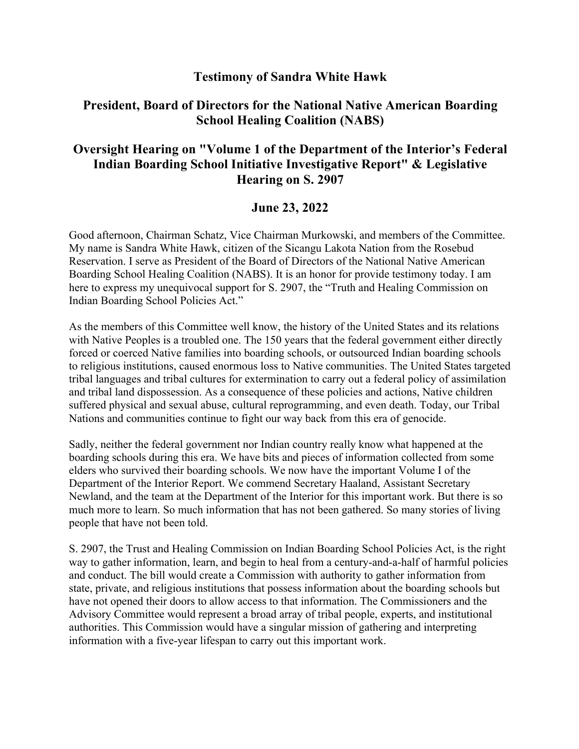# Testimony of Sandra White Hawk

## President, Board of Directors for the National Native American Boarding School Healing Coalition (NABS)

## Oversight Hearing on "Volume 1 of the Department of the Interior's Federal Indian Boarding School Initiative Investigative Report" & Legislative Hearing on S. 2907

## June 23, 2022

Good afternoon, Chairman Schatz, Vice Chairman Murkowski, and members of the Committee. My name is Sandra White Hawk, citizen of the Sicangu Lakota Nation from the Rosebud Reservation. I serve as President of the Board of Directors of the National Native American Boarding School Healing Coalition (NABS). It is an honor for provide testimony today. I am here to express my unequivocal support for S. 2907, the "Truth and Healing Commission on Indian Boarding School Policies Act."

As the members of this Committee well know, the history of the United States and its relations with Native Peoples is a troubled one. The 150 years that the federal government either directly forced or coerced Native families into boarding schools, or outsourced Indian boarding schools to religious institutions, caused enormous loss to Native communities. The United States targeted tribal languages and tribal cultures for extermination to carry out a federal policy of assimilation and tribal land dispossession. As a consequence of these policies and actions, Native children suffered physical and sexual abuse, cultural reprogramming, and even death. Today, our Tribal Nations and communities continue to fight our way back from this era of genocide.

Sadly, neither the federal government nor Indian country really know what happened at the boarding schools during this era. We have bits and pieces of information collected from some elders who survived their boarding schools. We now have the important Volume I of the Department of the Interior Report. We commend Secretary Haaland, Assistant Secretary Newland, and the team at the Department of the Interior for this important work. But there is so much more to learn. So much information that has not been gathered. So many stories of living people that have not been told.

S. 2907, the Trust and Healing Commission on Indian Boarding School Policies Act, is the right way to gather information, learn, and begin to heal from a century-and-a-half of harmful policies and conduct. The bill would create a Commission with authority to gather information from state, private, and religious institutions that possess information about the boarding schools but have not opened their doors to allow access to that information. The Commissioners and the Advisory Committee would represent a broad array of tribal people, experts, and institutional authorities. This Commission would have a singular mission of gathering and interpreting information with a five-year lifespan to carry out this important work.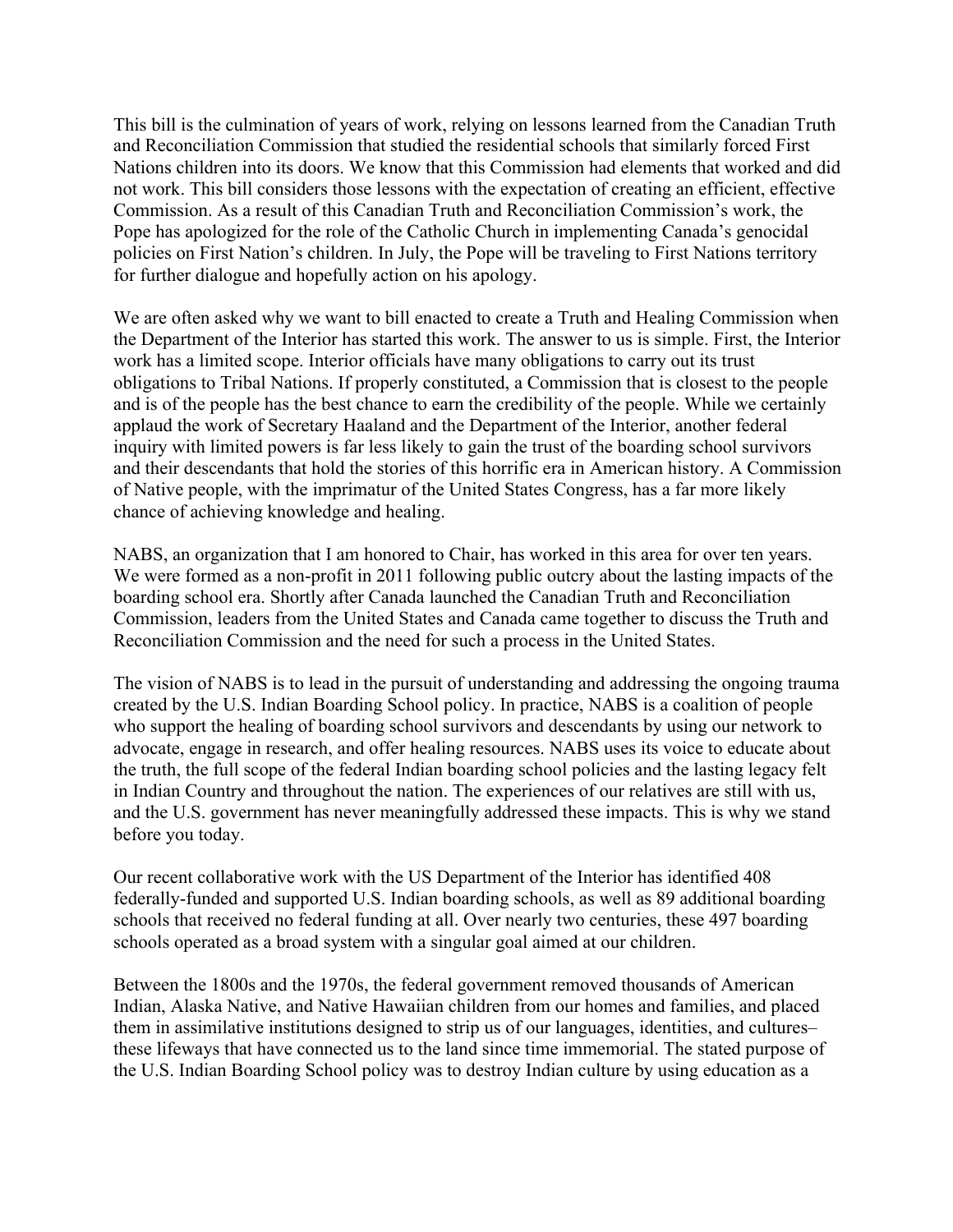This bill is the culmination of years of work, relying on lessons learned from the Canadian Truth and Reconciliation Commission that studied the residential schools that similarly forced First Nations children into its doors. We know that this Commission had elements that worked and did not work. This bill considers those lessons with the expectation of creating an efficient, effective Commission. As a result of this Canadian Truth and Reconciliation Commission's work, the Pope has apologized for the role of the Catholic Church in implementing Canada's genocidal policies on First Nation's children. In July, the Pope will be traveling to First Nations territory for further dialogue and hopefully action on his apology.

We are often asked why we want to bill enacted to create a Truth and Healing Commission when the Department of the Interior has started this work. The answer to us is simple. First, the Interior work has a limited scope. Interior officials have many obligations to carry out its trust obligations to Tribal Nations. If properly constituted, a Commission that is closest to the people and is of the people has the best chance to earn the credibility of the people. While we certainly applaud the work of Secretary Haaland and the Department of the Interior, another federal inquiry with limited powers is far less likely to gain the trust of the boarding school survivors and their descendants that hold the stories of this horrific era in American history. A Commission of Native people, with the imprimatur of the United States Congress, has a far more likely chance of achieving knowledge and healing.

NABS, an organization that I am honored to Chair, has worked in this area for over ten years. We were formed as a non-profit in 2011 following public outcry about the lasting impacts of the boarding school era. Shortly after Canada launched the Canadian Truth and Reconciliation Commission, leaders from the United States and Canada came together to discuss the Truth and Reconciliation Commission and the need for such a process in the United States.

The vision of NABS is to lead in the pursuit of understanding and addressing the ongoing trauma created by the U.S. Indian Boarding School policy. In practice, NABS is a coalition of people who support the healing of boarding school survivors and descendants by using our network to advocate, engage in research, and offer healing resources. NABS uses its voice to educate about the truth, the full scope of the federal Indian boarding school policies and the lasting legacy felt in Indian Country and throughout the nation. The experiences of our relatives are still with us, and the U.S. government has never meaningfully addressed these impacts. This is why we stand before you today.

Our recent collaborative work with the US Department of the Interior has identified 408 federally-funded and supported U.S. Indian boarding schools, as well as 89 additional boarding schools that received no federal funding at all. Over nearly two centuries, these 497 boarding schools operated as a broad system with a singular goal aimed at our children.

Between the 1800s and the 1970s, the federal government removed thousands of American Indian, Alaska Native, and Native Hawaiian children from our homes and families, and placed them in assimilative institutions designed to strip us of our languages, identities, and cultures– these lifeways that have connected us to the land since time immemorial. The stated purpose of the U.S. Indian Boarding School policy was to destroy Indian culture by using education as a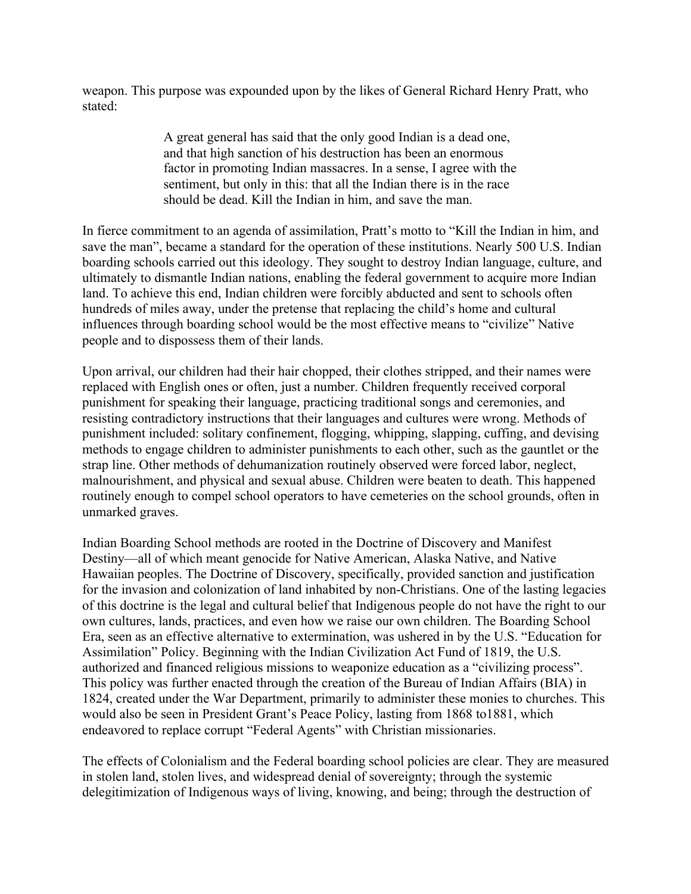weapon. This purpose was expounded upon by the likes of General Richard Henry Pratt, who stated:

> A great general has said that the only good Indian is a dead one, and that high sanction of his destruction has been an enormous factor in promoting Indian massacres. In a sense, I agree with the sentiment, but only in this: that all the Indian there is in the race should be dead. Kill the Indian in him, and save the man.

In fierce commitment to an agenda of assimilation, Pratt's motto to "Kill the Indian in him, and save the man", became a standard for the operation of these institutions. Nearly 500 U.S. Indian boarding schools carried out this ideology. They sought to destroy Indian language, culture, and ultimately to dismantle Indian nations, enabling the federal government to acquire more Indian land. To achieve this end, Indian children were forcibly abducted and sent to schools often hundreds of miles away, under the pretense that replacing the child's home and cultural influences through boarding school would be the most effective means to "civilize" Native people and to dispossess them of their lands.

Upon arrival, our children had their hair chopped, their clothes stripped, and their names were replaced with English ones or often, just a number. Children frequently received corporal punishment for speaking their language, practicing traditional songs and ceremonies, and resisting contradictory instructions that their languages and cultures were wrong. Methods of punishment included: solitary confinement, flogging, whipping, slapping, cuffing, and devising methods to engage children to administer punishments to each other, such as the gauntlet or the strap line. Other methods of dehumanization routinely observed were forced labor, neglect, malnourishment, and physical and sexual abuse. Children were beaten to death. This happened routinely enough to compel school operators to have cemeteries on the school grounds, often in unmarked graves.

Indian Boarding School methods are rooted in the Doctrine of Discovery and Manifest Destiny—all of which meant genocide for Native American, Alaska Native, and Native Hawaiian peoples. The Doctrine of Discovery, specifically, provided sanction and justification for the invasion and colonization of land inhabited by non-Christians. One of the lasting legacies of this doctrine is the legal and cultural belief that Indigenous people do not have the right to our own cultures, lands, practices, and even how we raise our own children. The Boarding School Era, seen as an effective alternative to extermination, was ushered in by the U.S. "Education for Assimilation" Policy. Beginning with the Indian Civilization Act Fund of 1819, the U.S. authorized and financed religious missions to weaponize education as a "civilizing process". This policy was further enacted through the creation of the Bureau of Indian Affairs (BIA) in 1824, created under the War Department, primarily to administer these monies to churches. This would also be seen in President Grant's Peace Policy, lasting from 1868 to1881, which endeavored to replace corrupt "Federal Agents" with Christian missionaries.

The effects of Colonialism and the Federal boarding school policies are clear. They are measured in stolen land, stolen lives, and widespread denial of sovereignty; through the systemic delegitimization of Indigenous ways of living, knowing, and being; through the destruction of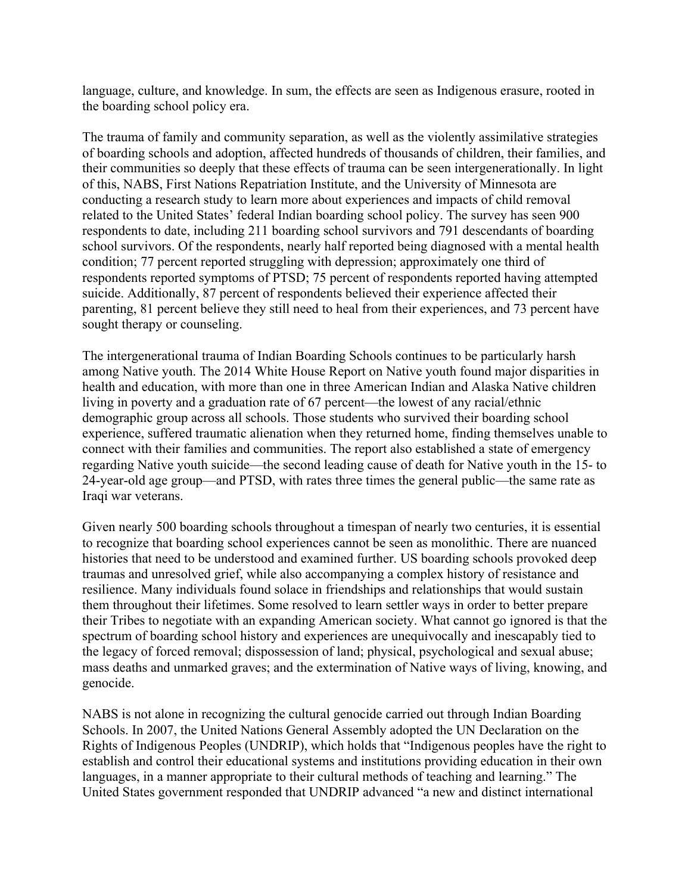language, culture, and knowledge. In sum, the effects are seen as Indigenous erasure, rooted in the boarding school policy era.

The trauma of family and community separation, as well as the violently assimilative strategies of boarding schools and adoption, affected hundreds of thousands of children, their families, and their communities so deeply that these effects of trauma can be seen intergenerationally. In light of this, NABS, First Nations Repatriation Institute, and the University of Minnesota are conducting a research study to learn more about experiences and impacts of child removal related to the United States' federal Indian boarding school policy. The survey has seen 900 respondents to date, including 211 boarding school survivors and 791 descendants of boarding school survivors. Of the respondents, nearly half reported being diagnosed with a mental health condition; 77 percent reported struggling with depression; approximately one third of respondents reported symptoms of PTSD; 75 percent of respondents reported having attempted suicide. Additionally, 87 percent of respondents believed their experience affected their parenting, 81 percent believe they still need to heal from their experiences, and 73 percent have sought therapy or counseling.

The intergenerational trauma of Indian Boarding Schools continues to be particularly harsh among Native youth. The 2014 White House Report on Native youth found major disparities in health and education, with more than one in three American Indian and Alaska Native children living in poverty and a graduation rate of 67 percent—the lowest of any racial/ethnic demographic group across all schools. Those students who survived their boarding school experience, suffered traumatic alienation when they returned home, finding themselves unable to connect with their families and communities. The report also established a state of emergency regarding Native youth suicide—the second leading cause of death for Native youth in the 15- to 24-year-old age group—and PTSD, with rates three times the general public—the same rate as Iraqi war veterans.

Given nearly 500 boarding schools throughout a timespan of nearly two centuries, it is essential to recognize that boarding school experiences cannot be seen as monolithic. There are nuanced histories that need to be understood and examined further. US boarding schools provoked deep traumas and unresolved grief, while also accompanying a complex history of resistance and resilience. Many individuals found solace in friendships and relationships that would sustain them throughout their lifetimes. Some resolved to learn settler ways in order to better prepare their Tribes to negotiate with an expanding American society. What cannot go ignored is that the spectrum of boarding school history and experiences are unequivocally and inescapably tied to the legacy of forced removal; dispossession of land; physical, psychological and sexual abuse; mass deaths and unmarked graves; and the extermination of Native ways of living, knowing, and genocide.

NABS is not alone in recognizing the cultural genocide carried out through Indian Boarding Schools. In 2007, the United Nations General Assembly adopted the UN Declaration on the Rights of Indigenous Peoples (UNDRIP), which holds that "Indigenous peoples have the right to establish and control their educational systems and institutions providing education in their own languages, in a manner appropriate to their cultural methods of teaching and learning." The United States government responded that UNDRIP advanced "a new and distinct international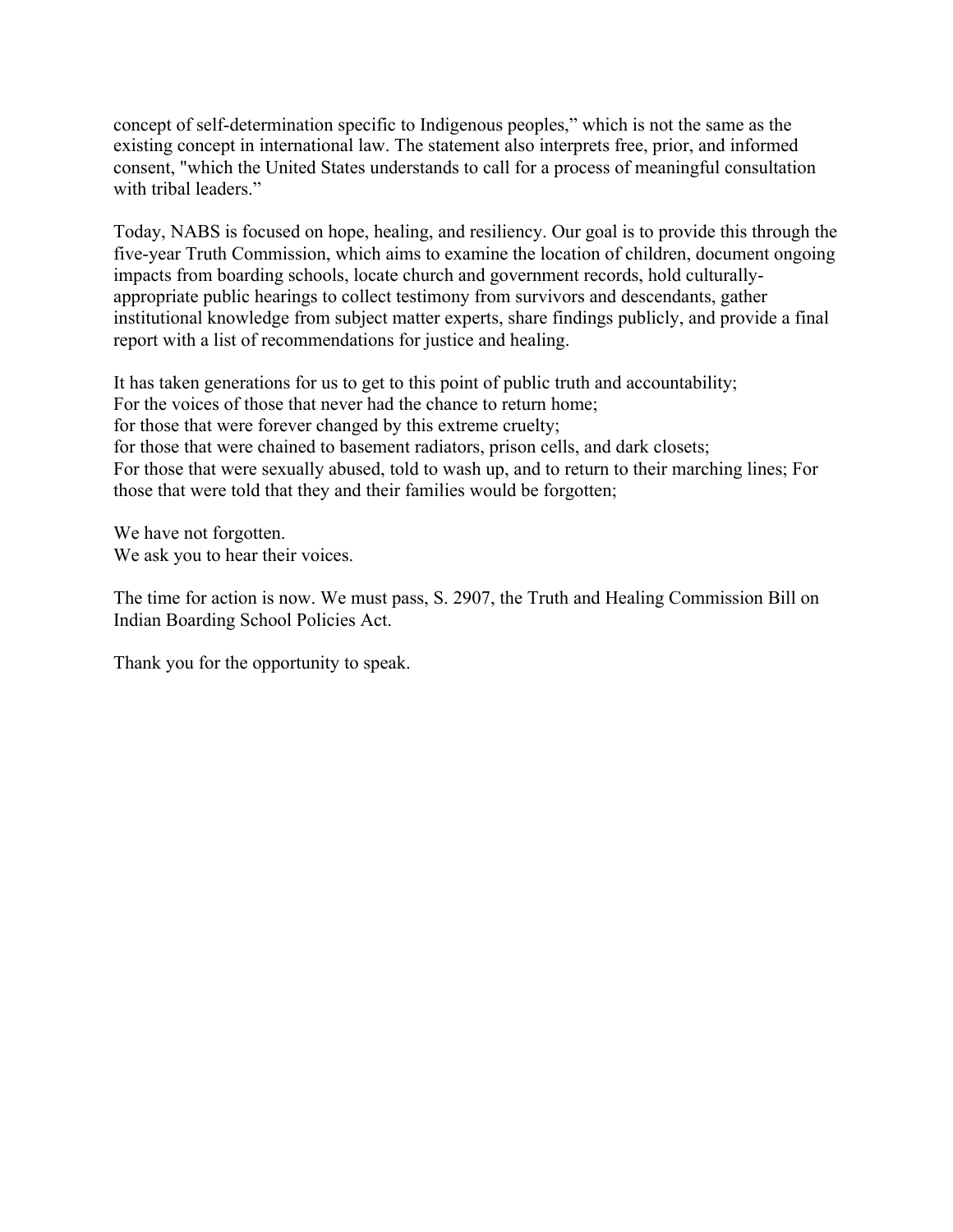concept of self-determination specific to Indigenous peoples," which is not the same as the existing concept in international law. The statement also interprets free, prior, and informed consent, "which the United States understands to call for a process of meaningful consultation with tribal leaders."

Today, NABS is focused on hope, healing, and resiliency. Our goal is to provide this through the five-year Truth Commission, which aims to examine the location of children, document ongoing impacts from boarding schools, locate church and government records, hold culturally-appropriate public hearings to collect testimony from survivors and descendants, gather institutional knowledge from subject matter experts, share findings publicly, and provide a final report with a list of recommendations for justice and healing.

It has taken generations for us to get to this point of public truth and accountability;
For the voices of those that never had the chance to return home;
for those that were forever changed by this extreme cruelty;
for those that were chained to basement radiators, prison cells, and dark closets;
For those that were sexually abused, told to wash up, and to return to their marching lines; For those that were told that they and their families would be forgotten;

We have not forgotten.
We ask you to hear their voices.

The time for action is now. We must pass, S. 2907, the Truth and Healing Commission Bill on Indian Boarding School Policies Act.

Thank you for the opportunity to speak.